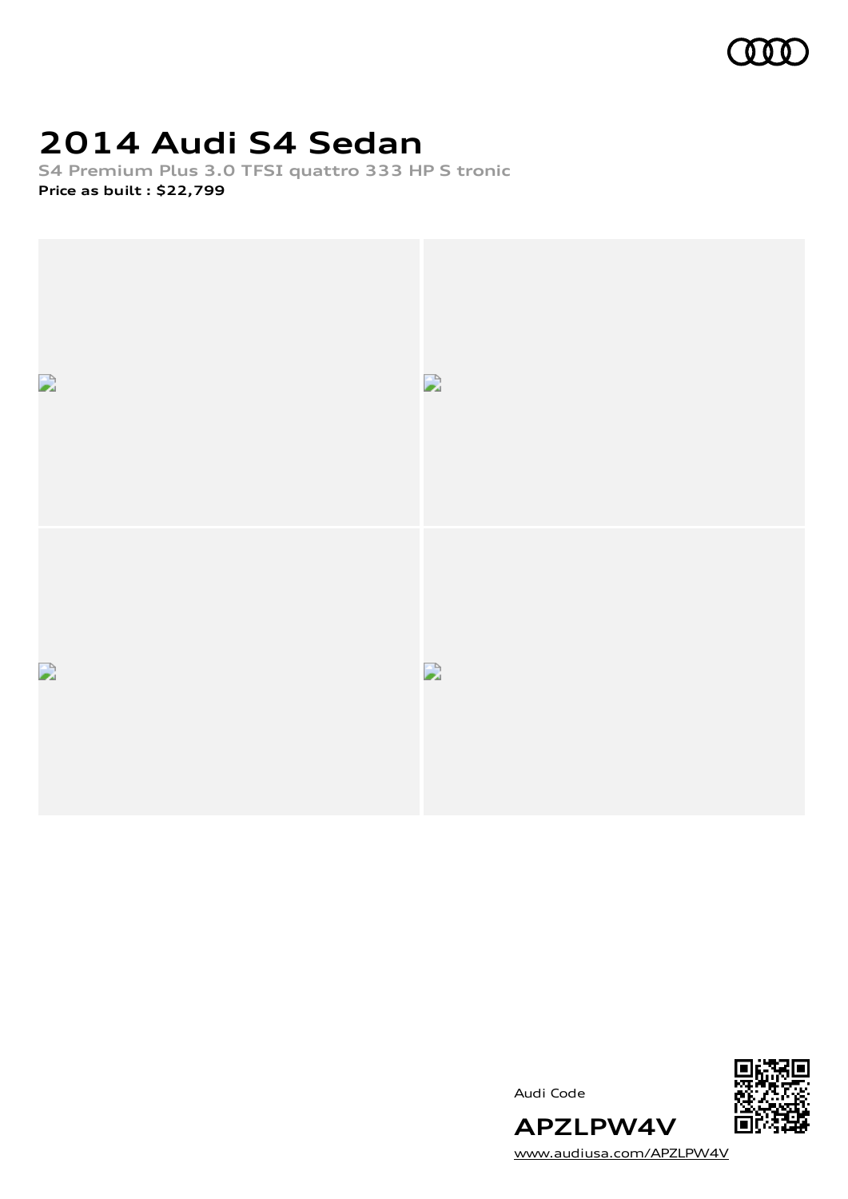# 2014 Audi S4 Sedan

S4 Premium Plus 3.0 TFSI quattro 333 HP S tronic

**Price as built : $22,799**

Audi Code

**APZLPW4V**

www.audiusa.com/APZLPW4V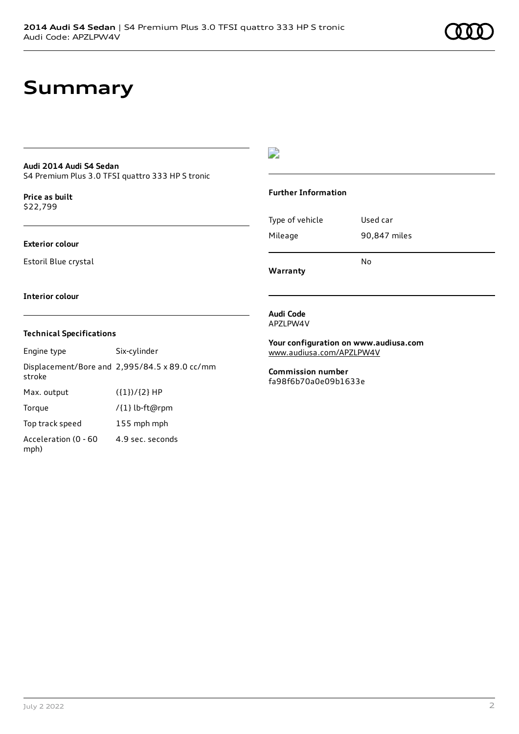# Summary

**Audi 2014 Audi S4 Sedan**
S4 Premium Plus 3.0 TFSI quattro 333 HP S tronic

**Price as built**
$22,799

**Exterior colour**

Estoril Blue crystal

**Interior colour**

### Technical Specifications

| | |
|---|---|
| Engine type | Six-cylinder |
| Displacement/Bore and stroke | 2,995/84.5 x 89.0 cc/mm |
| Max. output | ({1})/{2} HP |
| Torque | /{1} lb-ft@rpm |
| Top track speed | 155 mph mph |
| Acceleration (0 - 60 mph) | 4.9 sec. seconds |

### Further Information

| | |
|---|---|
| Type of vehicle | Used car |
| Mileage | 90,847 miles |
| **Warranty** | No |

**Audi Code**
APZLPW4V

**Your configuration on www.audiusa.com**
www.audiusa.com/APZLPW4V

**Commission number**
fa98f6b70a0e09b1633e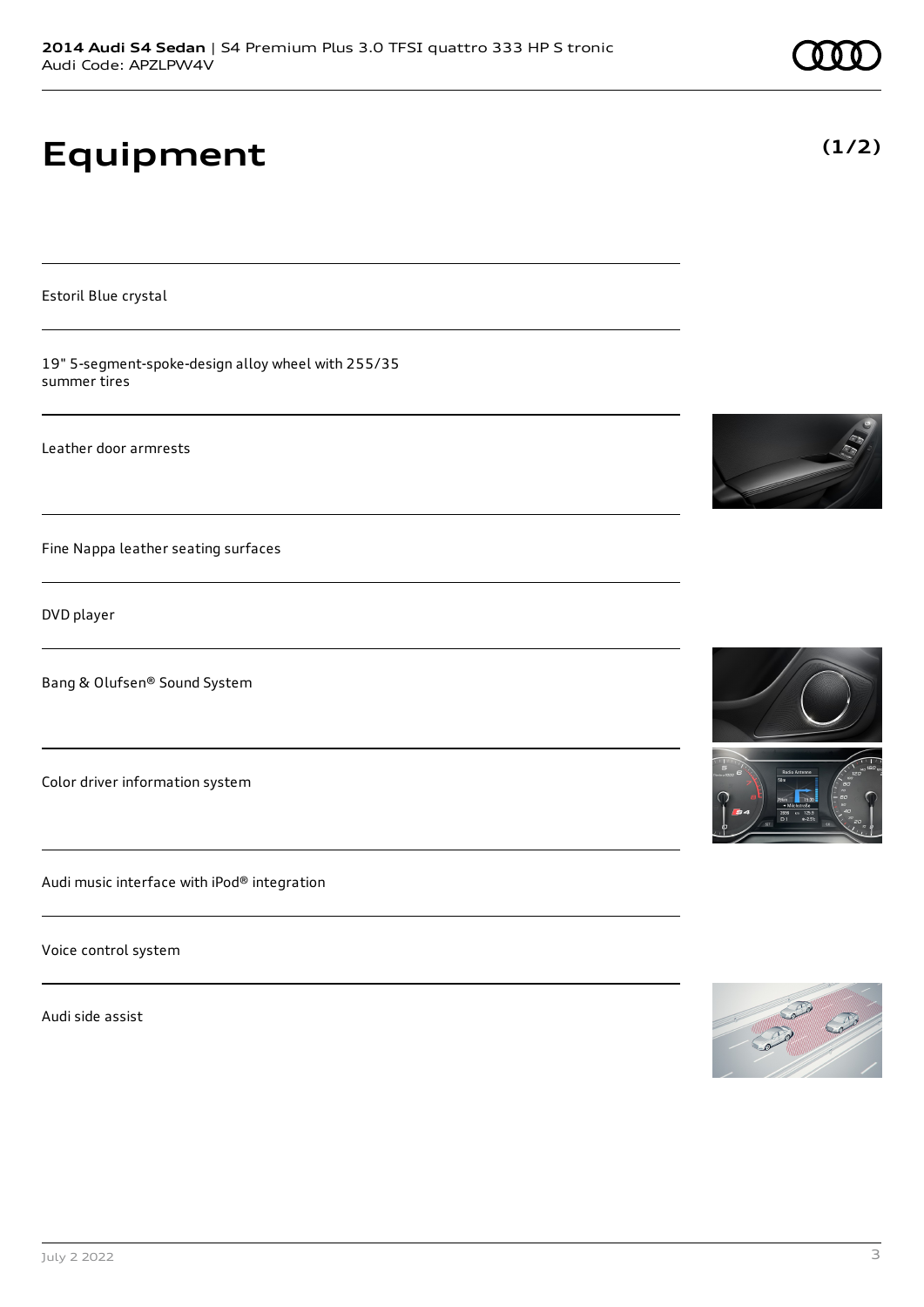# Equipment

**(1/2)**

Estoril Blue crystal

19" 5-segment-spoke-design alloy wheel with 255/35 summer tires

Leather door armrests

Fine Nappa leather seating surfaces

DVD player

Bang & Olufsen® Sound System

Color driver information system

Audi music interface with iPod® integration

Voice control system

Audi side assist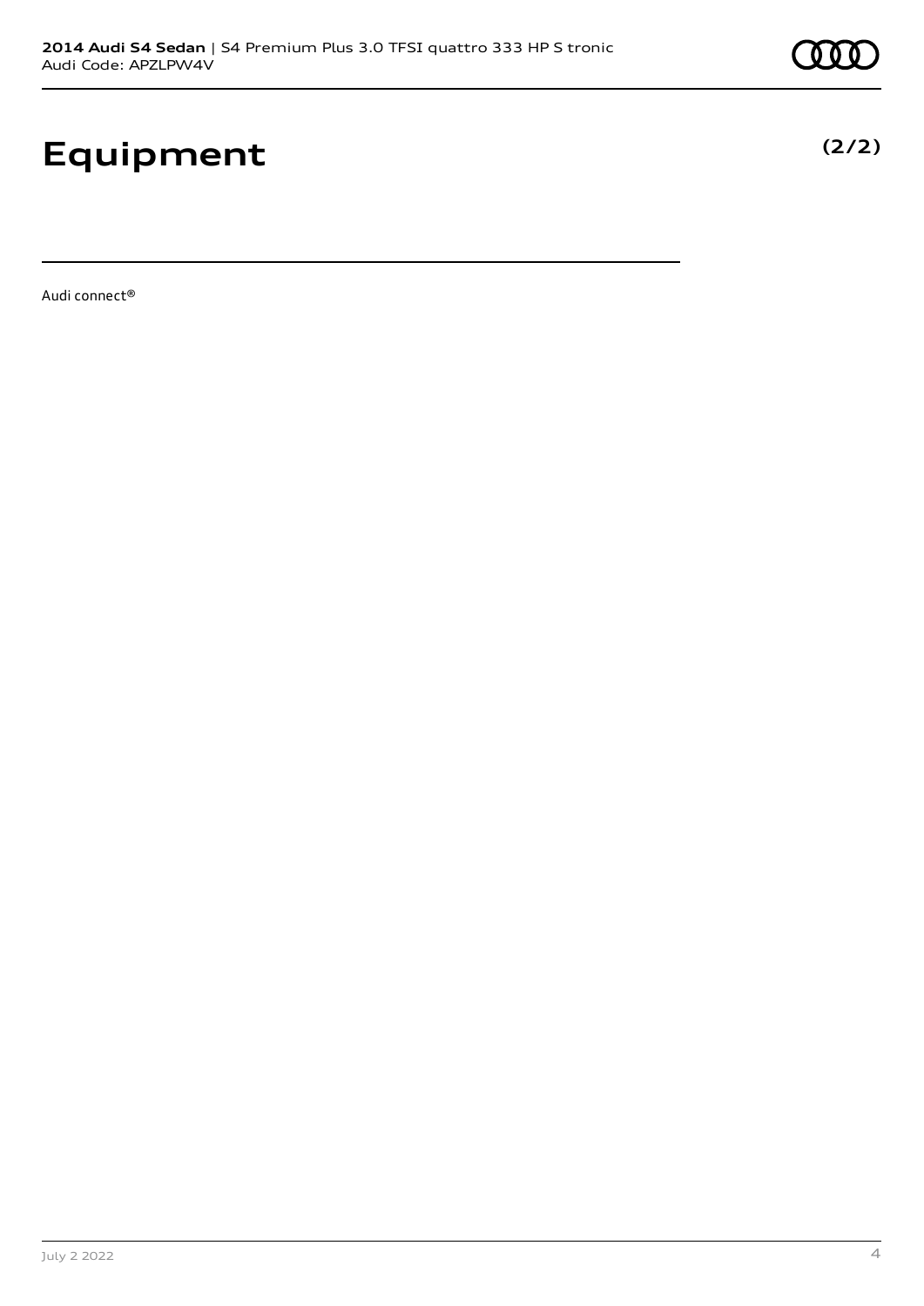# Equipment

**(2/2)**

Audi connect®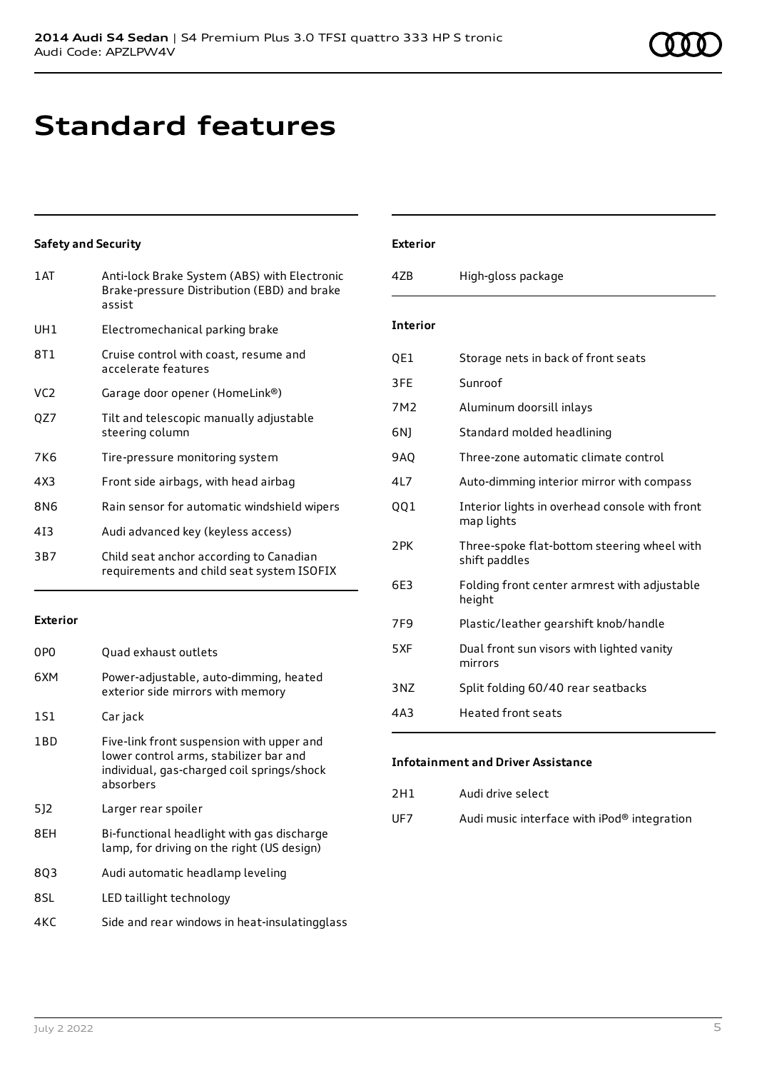# Standard features

### Safety and Security

| | |
|---|---|
| 1AT | Anti-lock Brake System (ABS) with Electronic Brake-pressure Distribution (EBD) and brake assist |
| UH1 | Electromechanical parking brake |
| 8T1 | Cruise control with coast, resume and accelerate features |
| VC2 | Garage door opener (HomeLink®) |
| QZ7 | Tilt and telescopic manually adjustable steering column |
| 7K6 | Tire-pressure monitoring system |
| 4X3 | Front side airbags, with head airbag |
| 8N6 | Rain sensor for automatic windshield wipers |
| 4I3 | Audi advanced key (keyless access) |
| 3B7 | Child seat anchor according to Canadian requirements and child seat system ISOFIX |

### Exterior

| | |
|---|---|
| 0P0 | Quad exhaust outlets |
| 6XM | Power-adjustable, auto-dimming, heated exterior side mirrors with memory |
| 1S1 | Car jack |
| 1BD | Five-link front suspension with upper and lower control arms, stabilizer bar and individual, gas-charged coil springs/shock absorbers |
| 5J2 | Larger rear spoiler |
| 8EH | Bi-functional headlight with gas discharge lamp, for driving on the right (US design) |
| 8Q3 | Audi automatic headlamp leveling |
| 8SL | LED taillight technology |
| 4KC | Side and rear windows in heat-insulatingglass |

### Exterior

| | |
|---|---|
| 4ZB | High-gloss package |

### Interior

| | |
|---|---|
| QE1 | Storage nets in back of front seats |
| 3FE | Sunroof |
| 7M2 | Aluminum doorsill inlays |
| 6NJ | Standard molded headlining |
| 9AQ | Three-zone automatic climate control |
| 4L7 | Auto-dimming interior mirror with compass |
| QQ1 | Interior lights in overhead console with front map lights |
| 2PK | Three-spoke flat-bottom steering wheel with shift paddles |
| 6E3 | Folding front center armrest with adjustable height |
| 7F9 | Plastic/leather gearshift knob/handle |
| 5XF | Dual front sun visors with lighted vanity mirrors |
| 3NZ | Split folding 60/40 rear seatbacks |
| 4A3 | Heated front seats |

### Infotainment and Driver Assistance

| | |
|---|---|
| 2H1 | Audi drive select |
| UF7 | Audi music interface with iPod® integration |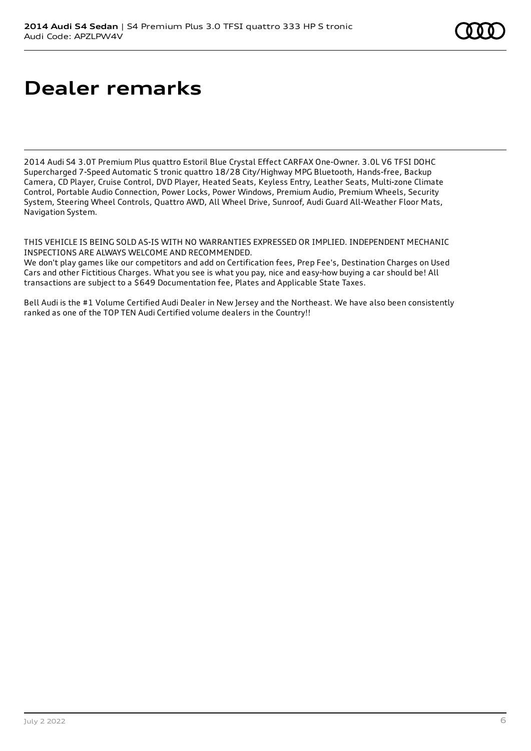# Dealer remarks

2014 Audi S4 3.0T Premium Plus quattro Estoril Blue Crystal Effect CARFAX One-Owner. 3.0L V6 TFSI DOHC Supercharged 7-Speed Automatic S tronic quattro 18/28 City/Highway MPG Bluetooth, Hands-free, Backup Camera, CD Player, Cruise Control, DVD Player, Heated Seats, Keyless Entry, Leather Seats, Multi-zone Climate Control, Portable Audio Connection, Power Locks, Power Windows, Premium Audio, Premium Wheels, Security System, Steering Wheel Controls, Quattro AWD, All Wheel Drive, Sunroof, Audi Guard All-Weather Floor Mats, Navigation System.

THIS VEHICLE IS BEING SOLD AS-IS WITH NO WARRANTIES EXPRESSED OR IMPLIED. INDEPENDENT MECHANIC INSPECTIONS ARE ALWAYS WELCOME AND RECOMMENDED.
We don't play games like our competitors and add on Certification fees, Prep Fee's, Destination Charges on Used Cars and other Fictitious Charges. What you see is what you pay, nice and easy-how buying a car should be! All transactions are subject to a $649 Documentation fee, Plates and Applicable State Taxes.

Bell Audi is the #1 Volume Certified Audi Dealer in New Jersey and the Northeast. We have also been consistently ranked as one of the TOP TEN Audi Certified volume dealers in the Country!!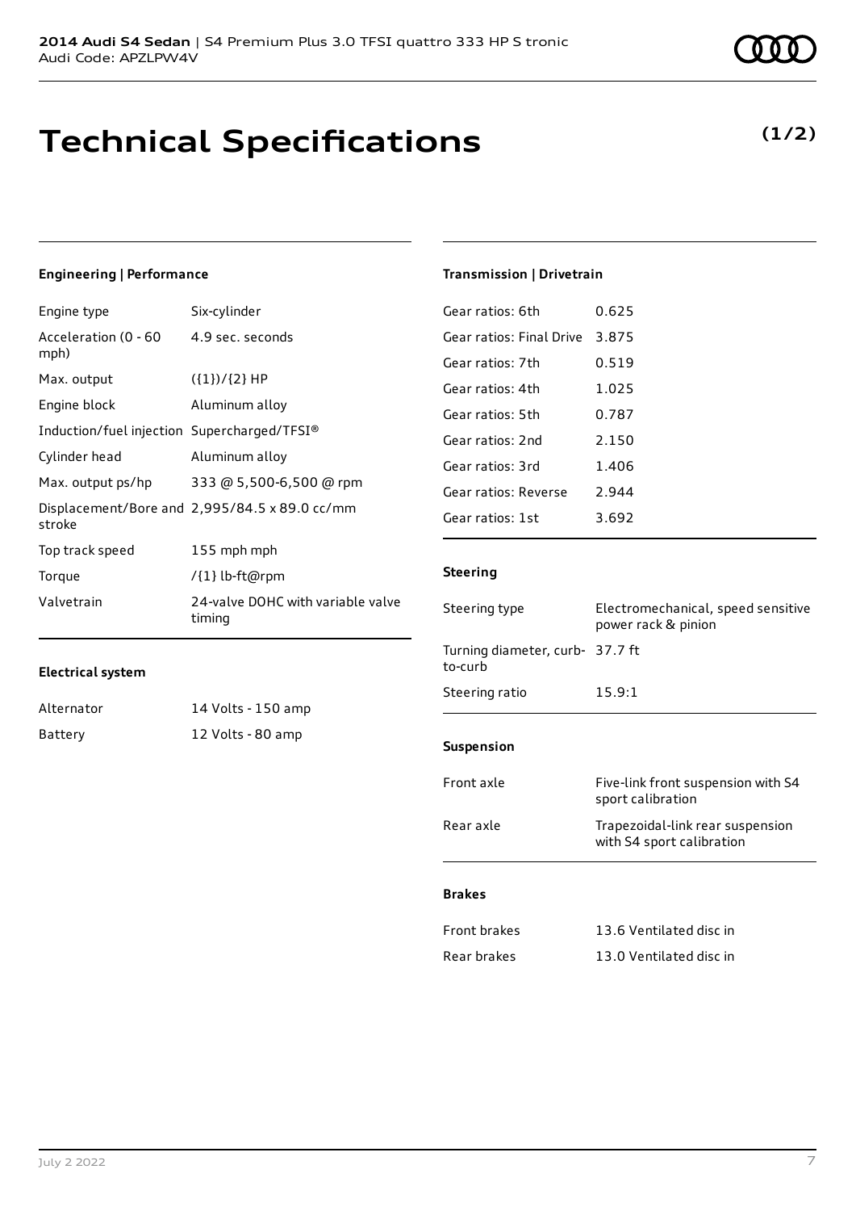**2014 Audi S4 Sedan** | S4 Premium Plus 3.0 TFSI quattro 333 HP S tronic
Audi Code: APZLPW4V

# Technical Specifications

**(1/2)**

### Engineering | Performance

| | |
|---|---|
| Engine type | Six-cylinder |
| Acceleration (0 - 60 mph) | 4.9 sec. seconds |
| Max. output | ({1})/{2} HP |
| Engine block | Aluminum alloy |
| Induction/fuel injection | Supercharged/TFSI® |
| Cylinder head | Aluminum alloy |
| Max. output ps/hp | 333 @ 5,500-6,500 @ rpm |
| Displacement/Bore and stroke | 2,995/84.5 x 89.0 cc/mm |
| Top track speed | 155 mph mph |
| Torque | /{1} lb-ft@rpm |
| Valvetrain | 24-valve DOHC with variable valve timing |

### Electrical system

| | |
|---|---|
| Alternator | 14 Volts - 150 amp |
| Battery | 12 Volts - 80 amp |

### Transmission | Drivetrain

| | |
|---|---|
| Gear ratios: 6th | 0.625 |
| Gear ratios: Final Drive | 3.875 |
| Gear ratios: 7th | 0.519 |
| Gear ratios: 4th | 1.025 |
| Gear ratios: 5th | 0.787 |
| Gear ratios: 2nd | 2.150 |
| Gear ratios: 3rd | 1.406 |
| Gear ratios: Reverse | 2.944 |
| Gear ratios: 1st | 3.692 |

### Steering

| | |
|---|---|
| Steering type | Electromechanical, speed sensitive power rack & pinion |
| Turning diameter, curb-to-curb | 37.7 ft |
| Steering ratio | 15.9:1 |

### Suspension

| | |
|---|---|
| Front axle | Five-link front suspension with S4 sport calibration |
| Rear axle | Trapezoidal-link rear suspension with S4 sport calibration |

### Brakes

| | |
|---|---|
| Front brakes | 13.6 Ventilated disc in |
| Rear brakes | 13.0 Ventilated disc in |

July 2 2022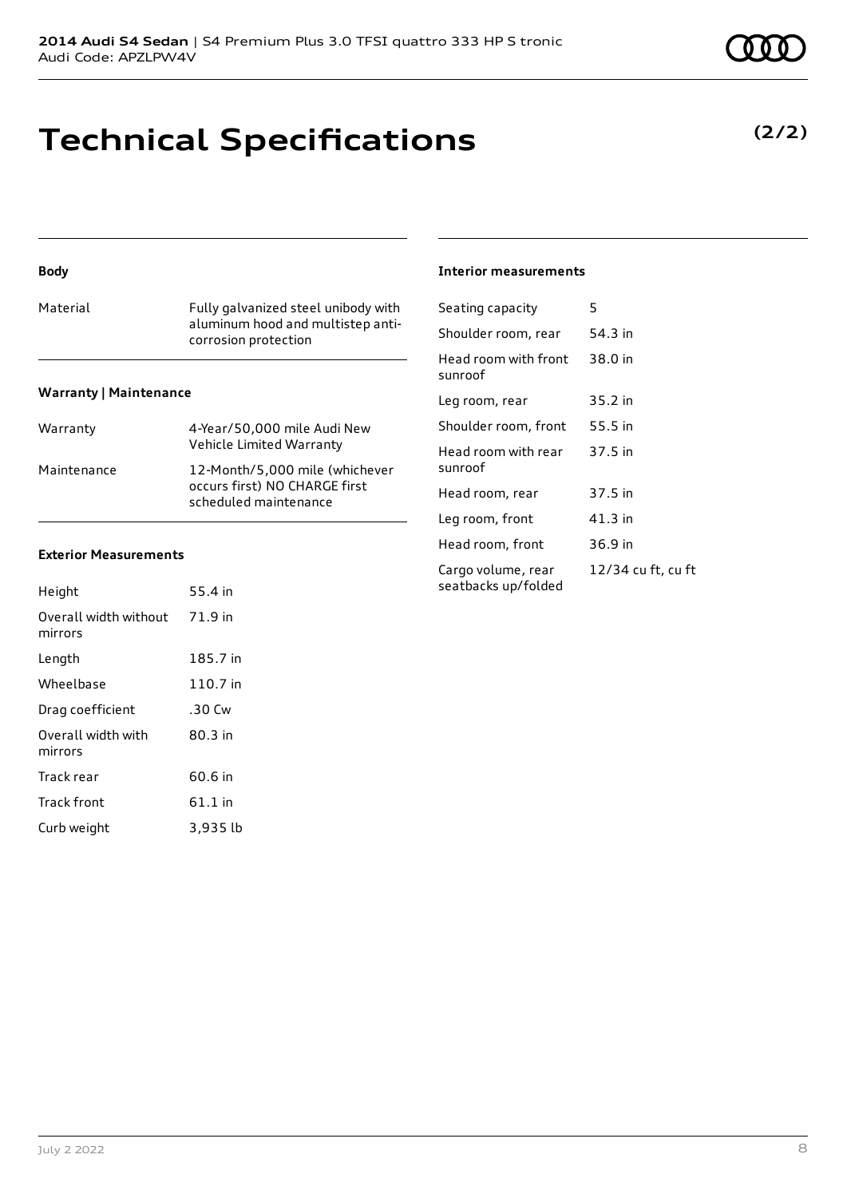# Technical Specifications

**(2/2)**

#### Body

| | |
|---|---|
| Material | Fully galvanized steel unibody with aluminum hood and multistep anti-corrosion protection |

#### Warranty | Maintenance

| | |
|---|---|
| Warranty | 4-Year/50,000 mile Audi New Vehicle Limited Warranty |
| Maintenance | 12-Month/5,000 mile (whichever occurs first) NO CHARGE first scheduled maintenance |

#### Exterior Measurements

| | |
|---|---|
| Height | 55.4 in |
| Overall width without mirrors | 71.9 in |
| Length | 185.7 in |
| Wheelbase | 110.7 in |
| Drag coefficient | .30 Cw |
| Overall width with mirrors | 80.3 in |
| Track rear | 60.6 in |
| Track front | 61.1 in |
| Curb weight | 3,935 lb |

#### Interior measurements

| | |
|---|---|
| Seating capacity | 5 |
| Shoulder room, rear | 54.3 in |
| Head room with front sunroof | 38.0 in |
| Leg room, rear | 35.2 in |
| Shoulder room, front | 55.5 in |
| Head room with rear sunroof | 37.5 in |
| Head room, rear | 37.5 in |
| Leg room, front | 41.3 in |
| Head room, front | 36.9 in |
| Cargo volume, rear seatbacks up/folded | 12/34 cu ft, cu ft |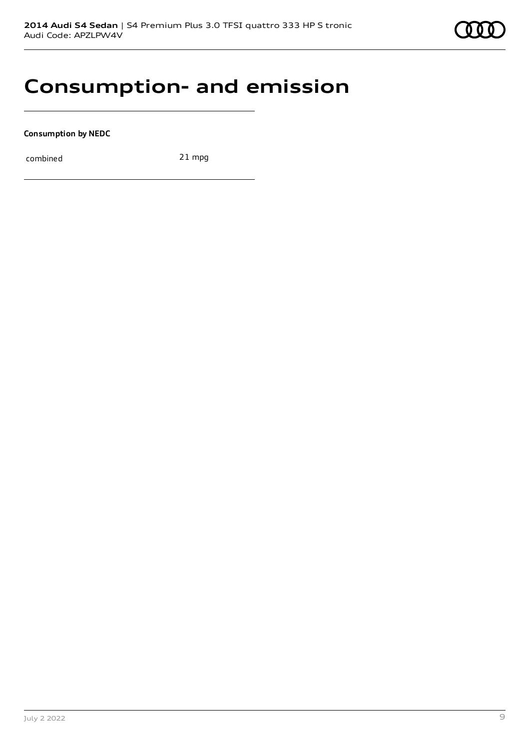# Consumption- and emission

**Consumption by NEDC**

| combined | 21 mpg |
|---|---|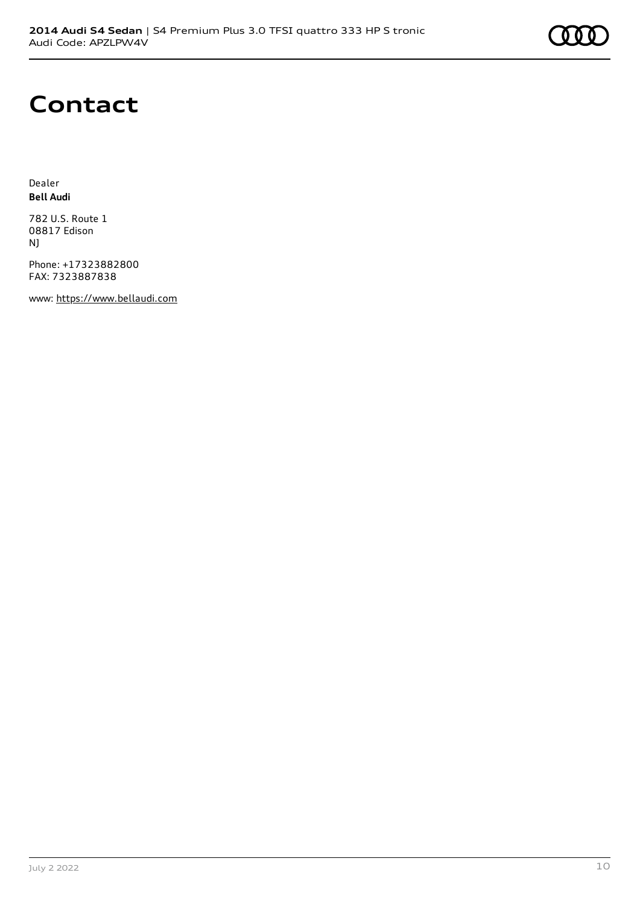# Contact

Dealer
**Bell Audi**

782 U.S. Route 1
08817 Edison
NJ

Phone: +17323882800
FAX: 7323887838

www: https://www.bellaudi.com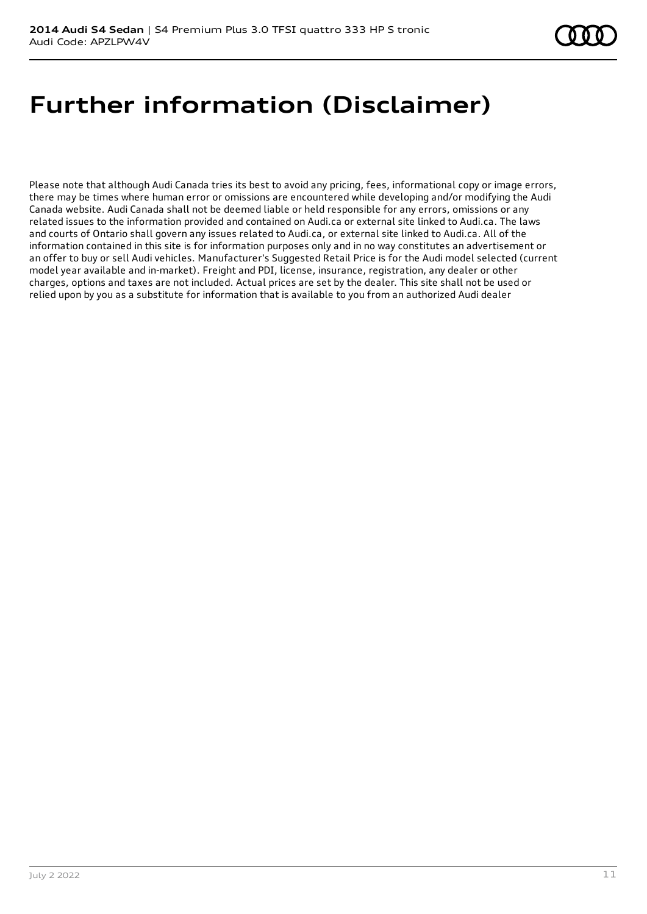# Further information (Disclaimer)

Please note that although Audi Canada tries its best to avoid any pricing, fees, informational copy or image errors, there may be times where human error or omissions are encountered while developing and/or modifying the Audi Canada website. Audi Canada shall not be deemed liable or held responsible for any errors, omissions or any related issues to the information provided and contained on Audi.ca or external site linked to Audi.ca. The laws and courts of Ontario shall govern any issues related to Audi.ca, or external site linked to Audi.ca. All of the information contained in this site is for information purposes only and in no way constitutes an advertisement or an offer to buy or sell Audi vehicles. Manufacturer's Suggested Retail Price is for the Audi model selected (current model year available and in-market). Freight and PDI, license, insurance, registration, any dealer or other charges, options and taxes are not included. Actual prices are set by the dealer. This site shall not be used or relied upon by you as a substitute for information that is available to you from an authorized Audi dealer